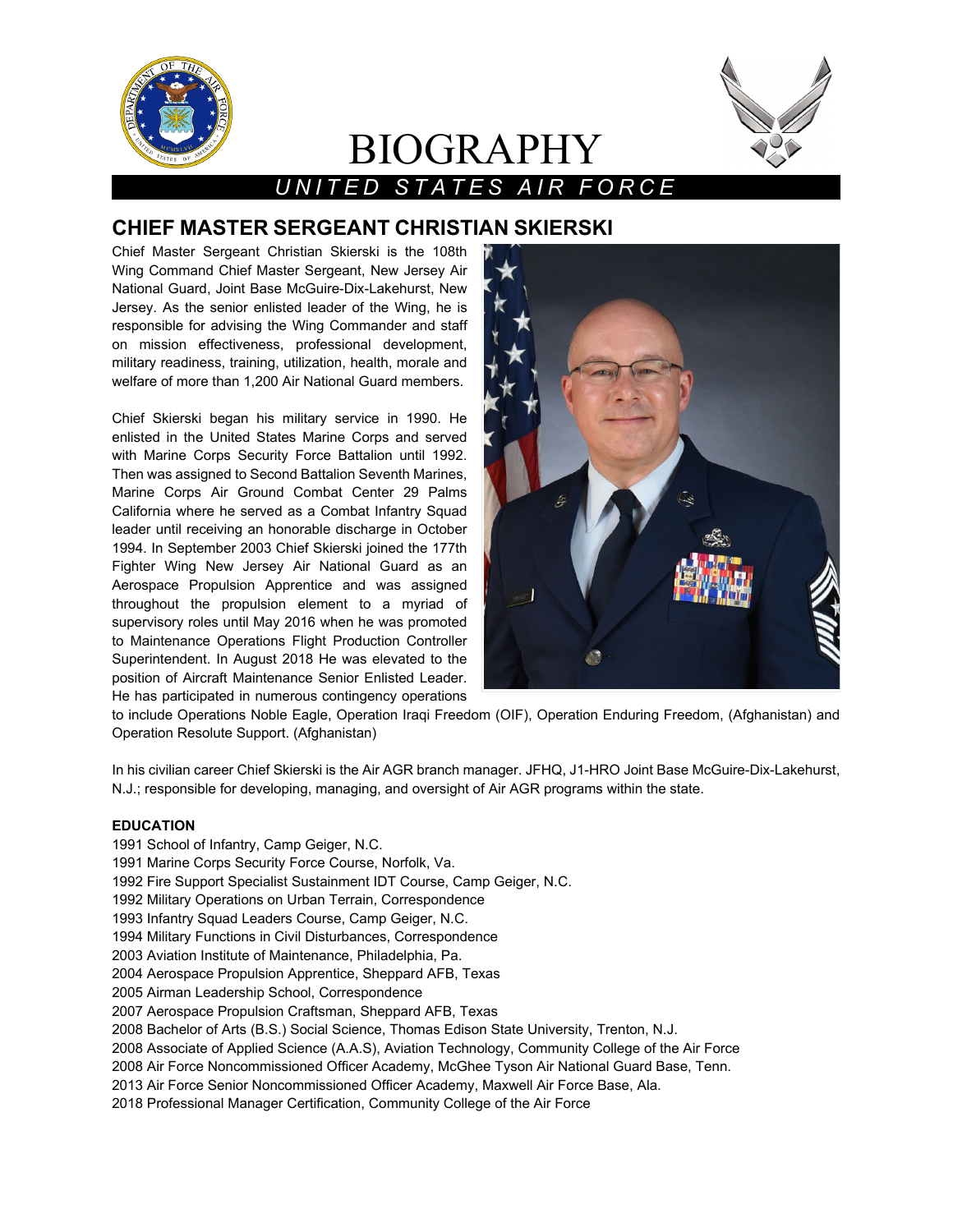# BIOGRAPHY

*UNITED STATES AIR FORCE*

## CHIEF MASTER SERGEANT CHRISTIAN SKIERSKI

Chief Master Sergeant Christian Skierski is the 108th Wing Command Chief Master Sergeant, New Jersey Air National Guard, Joint Base McGuire-Dix-Lakehurst, New Jersey. As the senior enlisted leader of the Wing, he is responsible for advising the Wing Commander and staff on mission effectiveness, professional development, military readiness, training, utilization, health, morale and welfare of more than 1,200 Air National Guard members.

Chief Skierski began his military service in 1990. He enlisted in the United States Marine Corps and served with Marine Corps Security Force Battalion until 1992. Then was assigned to Second Battalion Seventh Marines, Marine Corps Air Ground Combat Center 29 Palms California where he served as a Combat Infantry Squad leader until receiving an honorable discharge in October 1994. In September 2003 Chief Skierski joined the 177th Fighter Wing New Jersey Air National Guard as an Aerospace Propulsion Apprentice and was assigned throughout the propulsion element to a myriad of supervisory roles until May 2016 when he was promoted to Maintenance Operations Flight Production Controller Superintendent. In August 2018 He was elevated to the position of Aircraft Maintenance Senior Enlisted Leader. He has participated in numerous contingency operations to include Operations Noble Eagle, Operation Iraqi Freedom (OIF), Operation Enduring Freedom, (Afghanistan) and Operation Resolute Support. (Afghanistan)

In his civilian career Chief Skierski is the Air AGR branch manager. JFHQ, J1-HRO Joint Base McGuire-Dix-Lakehurst, N.J.; responsible for developing, managing, and oversight of Air AGR programs within the state.

**EDUCATION**

1991 School of Infantry, Camp Geiger, N.C.
1991 Marine Corps Security Force Course, Norfolk, Va.
1992 Fire Support Specialist Sustainment IDT Course, Camp Geiger, N.C.
1992 Military Operations on Urban Terrain, Correspondence
1993 Infantry Squad Leaders Course, Camp Geiger, N.C.
1994 Military Functions in Civil Disturbances, Correspondence
2003 Aviation Institute of Maintenance, Philadelphia, Pa.
2004 Aerospace Propulsion Apprentice, Sheppard AFB, Texas
2005 Airman Leadership School, Correspondence
2007 Aerospace Propulsion Craftsman, Sheppard AFB, Texas
2008 Bachelor of Arts (B.S.) Social Science, Thomas Edison State University, Trenton, N.J.
2008 Associate of Applied Science (A.A.S), Aviation Technology, Community College of the Air Force
2008 Air Force Noncommissioned Officer Academy, McGhee Tyson Air National Guard Base, Tenn.
2013 Air Force Senior Noncommissioned Officer Academy, Maxwell Air Force Base, Ala.
2018 Professional Manager Certification, Community College of the Air Force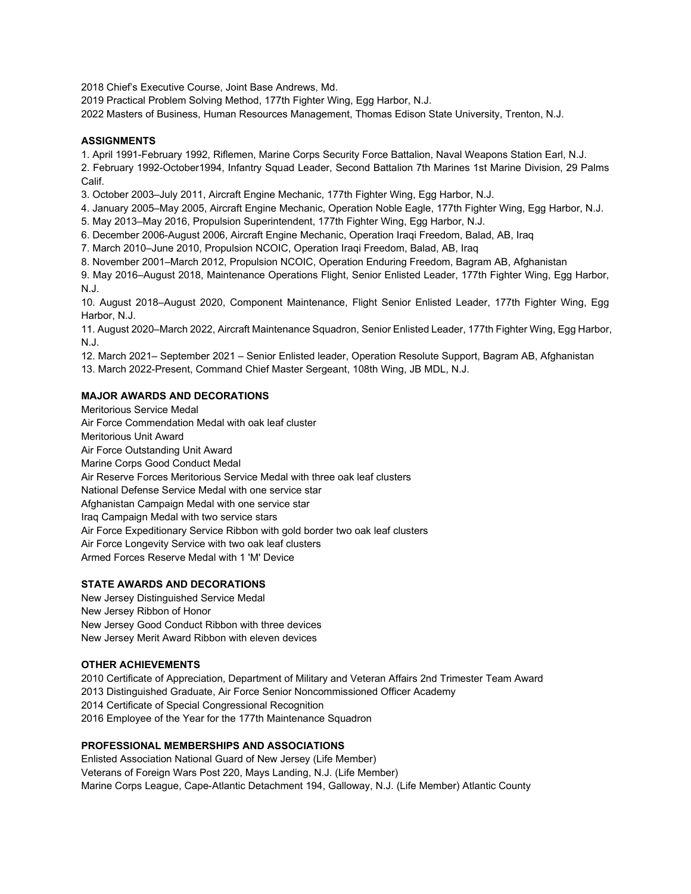2018 Chief's Executive Course, Joint Base Andrews, Md.
2019 Practical Problem Solving Method, 177th Fighter Wing, Egg Harbor, N.J.
2022 Masters of Business, Human Resources Management, Thomas Edison State University, Trenton, N.J.

**ASSIGNMENTS**

1. April 1991-February 1992, Riflemen, Marine Corps Security Force Battalion, Naval Weapons Station Earl, N.J.
2. February 1992-October1994, Infantry Squad Leader, Second Battalion 7th Marines 1st Marine Division, 29 Palms Calif.
3. October 2003–July 2011, Aircraft Engine Mechanic, 177th Fighter Wing, Egg Harbor, N.J.
4. January 2005–May 2005, Aircraft Engine Mechanic, Operation Noble Eagle, 177th Fighter Wing, Egg Harbor, N.J.
5. May 2013–May 2016, Propulsion Superintendent, 177th Fighter Wing, Egg Harbor, N.J.
6. December 2006-August 2006, Aircraft Engine Mechanic, Operation Iraqi Freedom, Balad, AB, Iraq
7. March 2010–June 2010, Propulsion NCOIC, Operation Iraqi Freedom, Balad, AB, Iraq
8. November 2001–March 2012, Propulsion NCOIC, Operation Enduring Freedom, Bagram AB, Afghanistan
9. May 2016–August 2018, Maintenance Operations Flight, Senior Enlisted Leader, 177th Fighter Wing, Egg Harbor, N.J.
10. August 2018–August 2020, Component Maintenance, Flight Senior Enlisted Leader, 177th Fighter Wing, Egg Harbor, N.J.
11. August 2020–March 2022, Aircraft Maintenance Squadron, Senior Enlisted Leader, 177th Fighter Wing, Egg Harbor, N.J.
12. March 2021– September 2021 – Senior Enlisted leader, Operation Resolute Support, Bagram AB, Afghanistan
13. March 2022-Present, Command Chief Master Sergeant, 108th Wing, JB MDL, N.J.

**MAJOR AWARDS AND DECORATIONS**

Meritorious Service Medal
Air Force Commendation Medal with oak leaf cluster
Meritorious Unit Award
Air Force Outstanding Unit Award
Marine Corps Good Conduct Medal
Air Reserve Forces Meritorious Service Medal with three oak leaf clusters
National Defense Service Medal with one service star
Afghanistan Campaign Medal with one service star
Iraq Campaign Medal with two service stars
Air Force Expeditionary Service Ribbon with gold border two oak leaf clusters
Air Force Longevity Service with two oak leaf clusters
Armed Forces Reserve Medal with 1 'M' Device

**STATE AWARDS AND DECORATIONS**

New Jersey Distinguished Service Medal
New Jersey Ribbon of Honor
New Jersey Good Conduct Ribbon with three devices
New Jersey Merit Award Ribbon with eleven devices

**OTHER ACHIEVEMENTS**

2010 Certificate of Appreciation, Department of Military and Veteran Affairs 2nd Trimester Team Award
2013 Distinguished Graduate, Air Force Senior Noncommissioned Officer Academy
2014 Certificate of Special Congressional Recognition
2016 Employee of the Year for the 177th Maintenance Squadron

**PROFESSIONAL MEMBERSHIPS AND ASSOCIATIONS**

Enlisted Association National Guard of New Jersey (Life Member)
Veterans of Foreign Wars Post 220, Mays Landing, N.J. (Life Member)
Marine Corps League, Cape-Atlantic Detachment 194, Galloway, N.J. (Life Member) Atlantic County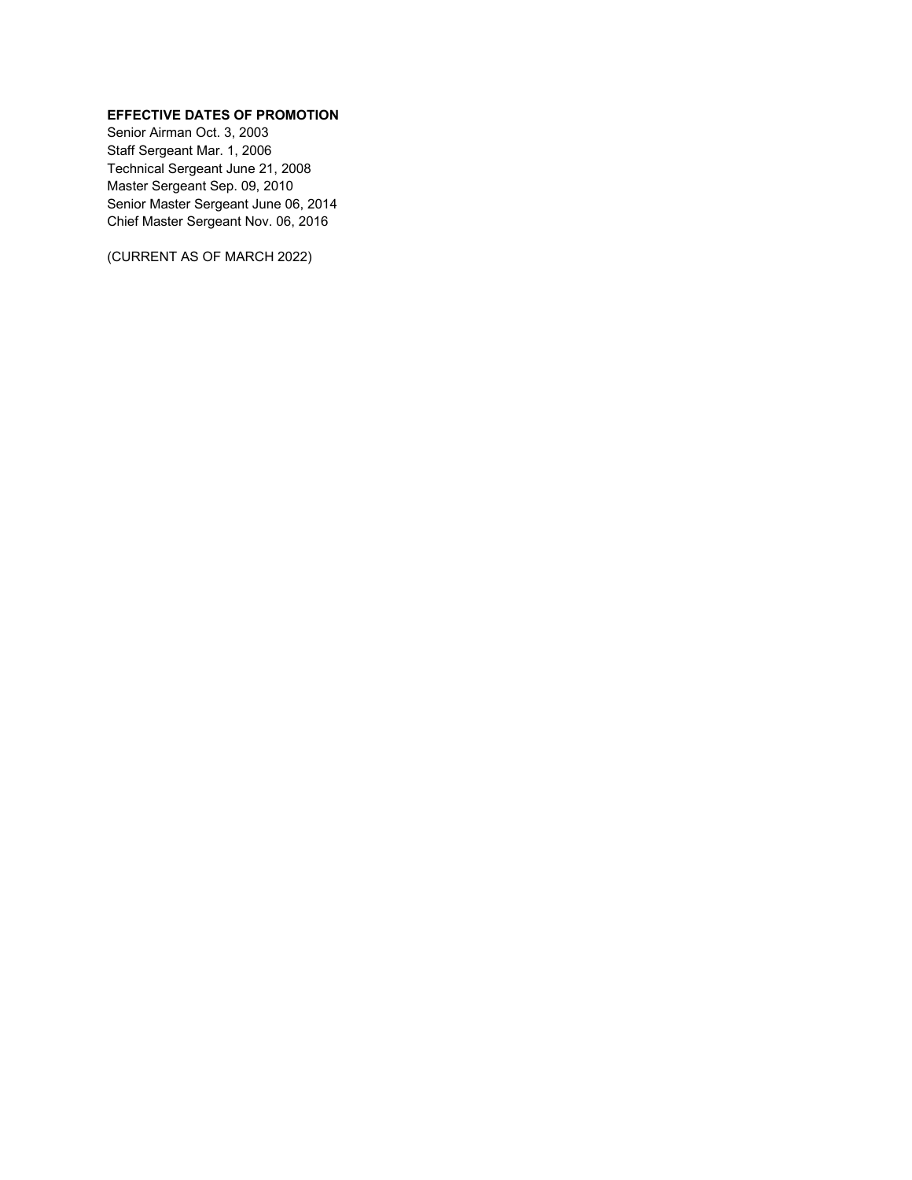**EFFECTIVE DATES OF PROMOTION**

Senior Airman Oct. 3, 2003
Staff Sergeant Mar. 1, 2006
Technical Sergeant June 21, 2008
Master Sergeant Sep. 09, 2010
Senior Master Sergeant June 06, 2014
Chief Master Sergeant Nov. 06, 2016

(CURRENT AS OF MARCH 2022)